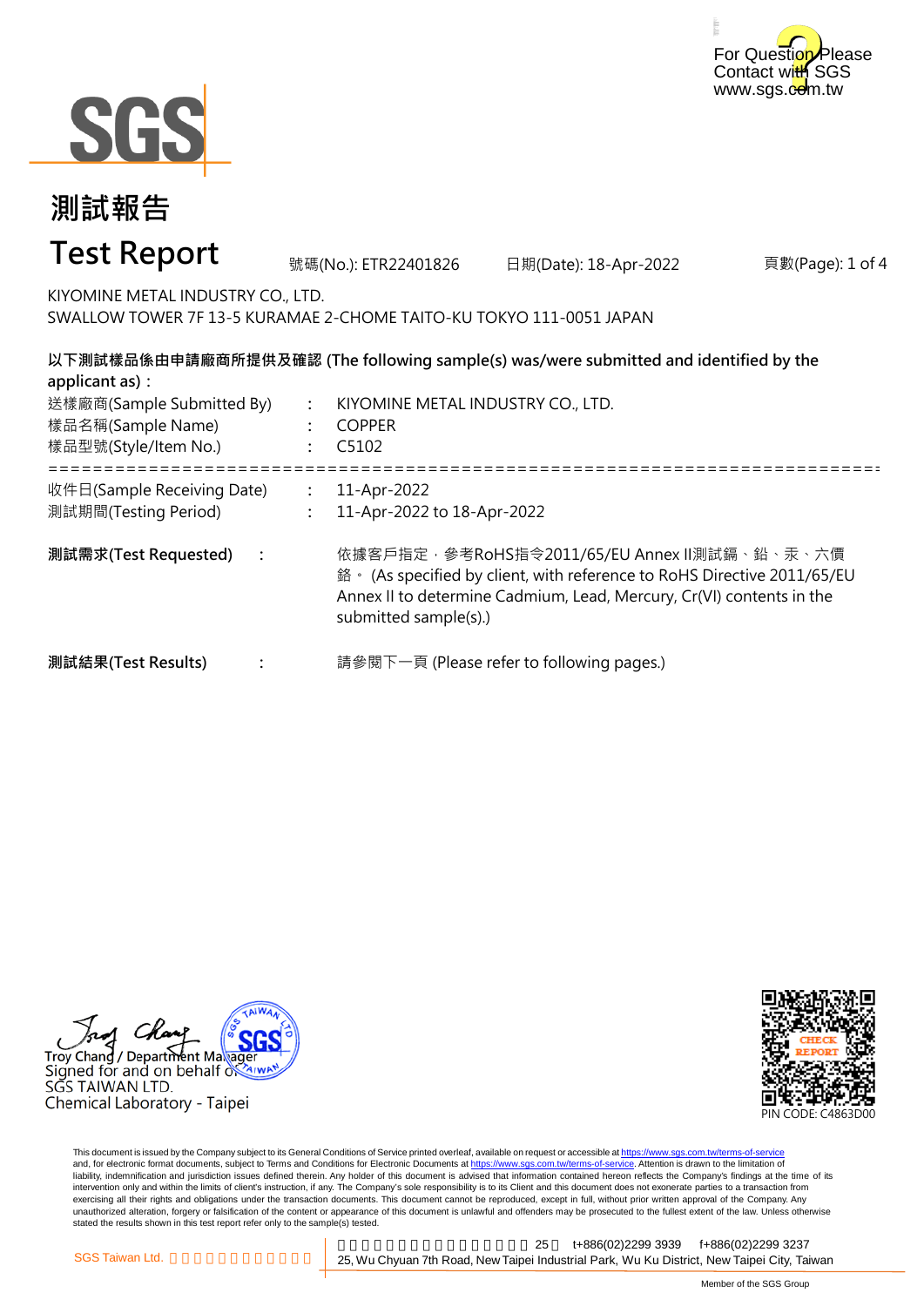For Question Please Contact with SGS
www.sgs.com.tw

# 測試報告

# Test Report

號碼(No.): ETR22401826　　日期(Date): 18-Apr-2022

KIYOMINE METAL INDUSTRY CO., LTD.
SWALLOW TOWER 7F 13-5 KURAMAE 2-CHOME TAITO-KU TOKYO 111-0051 JAPAN

**以下測試樣品係由申請廠商所提供及確認 (The following sample(s) was/were submitted and identified by the applicant as)：**

送樣廠商(Sample Submitted By)　:　KIYOMINE METAL INDUSTRY CO., LTD.
樣品名稱(Sample Name)　:　COPPER
樣品型號(Style/Item No.)　:　C5102

===========================================================================

收件日(Sample Receiving Date)　:　11-Apr-2022
測試期間(Testing Period)　:　11-Apr-2022 to 18-Apr-2022

**測試需求(Test Requested)**　:　依據客戶指定，參考RoHS指令2011/65/EU Annex II測試鎘、鉛、汞、六價鉻。 (As specified by client, with reference to RoHS Directive 2011/65/EU Annex II to determine Cadmium, Lead, Mercury, Cr(VI) contents in the submitted sample(s).)

**測試結果(Test Results)**　:　請參閱下一頁 (Please refer to following pages.)

Troy Chang / Department Manager
Signed for and on behalf of
SGS TAIWAN LTD.
Chemical Laboratory - Taipei

CHECK REPORT
PIN CODE: C4863D00

This document is issued by the Company subject to its General Conditions of Service printed overleaf, available on request or accessible at https://www.sgs.com.tw/terms-of-service and, for electronic format documents, subject to Terms and Conditions for Electronic Documents at https://www.sgs.com.tw/terms-of-service. Attention is drawn to the limitation of liability, indemnification and jurisdiction issues defined therein. Any holder of this document is advised that information contained hereon reflects the Company's findings at the time of its intervention only and within the limits of client's instruction, if any. The Company's sole responsibility is to its Client and this document does not exonerate parties to a transaction from exercising all their rights and obligations under the transaction documents. This document cannot be reproduced, except in full, without prior written approval of the Company. Any unauthorized alteration, forgery or falsification of the content or appearance of this document is unlawful and offenders may be prosecuted to the fullest extent of the law. Unless otherwise stated the results shown in this test report refer only to the sample(s) tested.

SGS Taiwan Ltd.　25　t+886(02)2299 3939　f+886(02)2299 3237
25, Wu Chyuan 7th Road, New Taipei Industrial Park, Wu Ku District, New Taipei City, Taiwan

Member of the SGS Group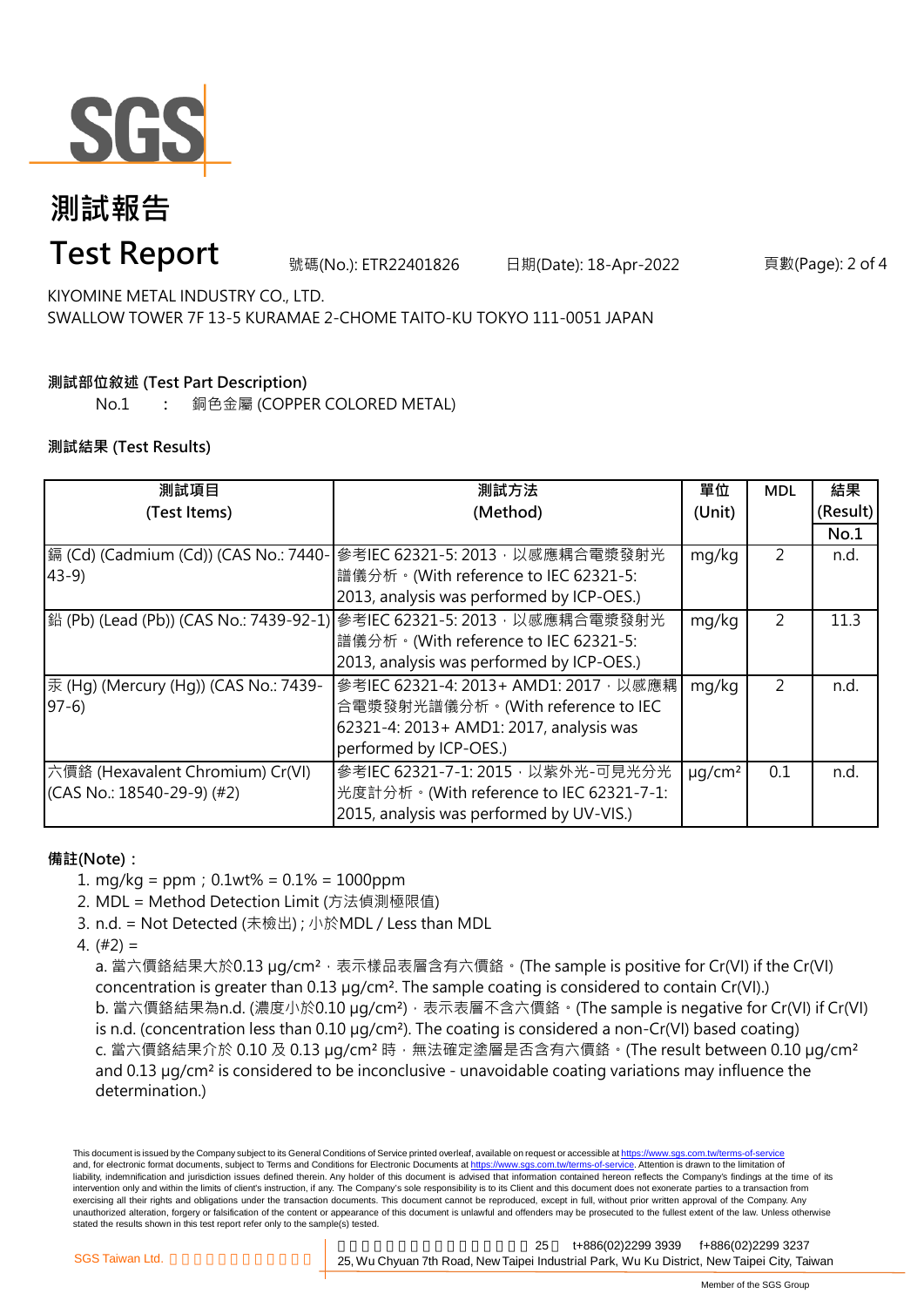# 測試報告

# Test Report

號碼(No.): ETR22401826　日期(Date): 18-Apr-2022

KIYOMINE METAL INDUSTRY CO., LTD.
SWALLOW TOWER 7F 13-5 KURAMAE 2-CHOME TAITO-KU TOKYO 111-0051 JAPAN

**測試部位敘述 (Test Part Description)**

No.1　:　銅色金屬 (COPPER COLORED METAL)

**測試結果 (Test Results)**

| 測試項目 (Test Items) | 測試方法 (Method) | 單位 (Unit) | MDL | 結果 (Result) No.1 |
|---|---|---|---|---|
| 鎘 (Cd) (Cadmium (Cd)) (CAS No.: 7440-43-9) | 參考IEC 62321-5: 2013，以感應耦合電漿發射光譜儀分析。(With reference to IEC 62321-5: 2013, analysis was performed by ICP-OES.) | mg/kg | 2 | n.d. |
| 鉛 (Pb) (Lead (Pb)) (CAS No.: 7439-92-1) | 參考IEC 62321-5: 2013，以感應耦合電漿發射光譜儀分析。(With reference to IEC 62321-5: 2013, analysis was performed by ICP-OES.) | mg/kg | 2 | 11.3 |
| 汞 (Hg) (Mercury (Hg)) (CAS No.: 7439-97-6) | 參考IEC 62321-4: 2013+ AMD1: 2017，以感應耦合電漿發射光譜儀分析。(With reference to IEC 62321-4: 2013+ AMD1: 2017, analysis was performed by ICP-OES.) | mg/kg | 2 | n.d. |
| 六價鉻 (Hexavalent Chromium) Cr(VI) (CAS No.: 18540-29-9) (#2) | 參考IEC 62321-7-1: 2015，以紫外光-可見光分光光度計分析。(With reference to IEC 62321-7-1: 2015, analysis was performed by UV-VIS.) | μg/cm² | 0.1 | n.d. |

**備註(Note)：**

1. mg/kg = ppm；0.1wt% = 0.1% = 1000ppm
2. MDL = Method Detection Limit (方法偵測極限值)
3. n.d. = Not Detected (未檢出) ; 小於MDL / Less than MDL
4. (#2) =
   a. 當六價鉻結果大於0.13 μg/cm²，表示樣品表層含有六價鉻。(The sample is positive for Cr(VI) if the Cr(VI) concentration is greater than 0.13 μg/cm². The sample coating is considered to contain Cr(VI).)
   b. 當六價鉻結果為n.d. (濃度小於0.10 μg/cm²)，表示表層不含六價鉻。(The sample is negative for Cr(VI) if Cr(VI) is n.d. (concentration less than 0.10 μg/cm²). The coating is considered a non-Cr(VI) based coating)
   c. 當六價鉻結果介於 0.10 及 0.13 μg/cm² 時，無法確定塗層是否含有六價鉻。(The result between 0.10 μg/cm² and 0.13 μg/cm² is considered to be inconclusive - unavoidable coating variations may influence the determination.)

This document is issued by the Company subject to its General Conditions of Service printed overleaf, available on request or accessible at https://www.sgs.com.tw/terms-of-service and, for electronic format documents, subject to Terms and Conditions for Electronic Documents at https://www.sgs.com.tw/terms-of-service. Attention is drawn to the limitation of liability, indemnification and jurisdiction issues defined therein. Any holder of this document is advised that information contained hereon reflects the Company's findings at the time of its intervention only and within the limits of client's instruction, if any. The Company's sole responsibility is to its Client and this document does not exonerate parties to a transaction from exercising all their rights and obligations under the transaction documents. This document cannot be reproduced, except in full, without prior written approval of the Company. Any unauthorized alteration, forgery or falsification of the content or appearance of this document is unlawful and offenders may be prosecuted to the fullest extent of the law. Unless otherwise stated the results shown in this test report refer only to the sample(s) tested.

SGS Taiwan Ltd. 25, Wu Chyuan 7th Road, New Taipei Industrial Park, Wu Ku District, New Taipei City, Taiwan　t+886(02)2299 3939　f+886(02)2299 3237

Member of the SGS Group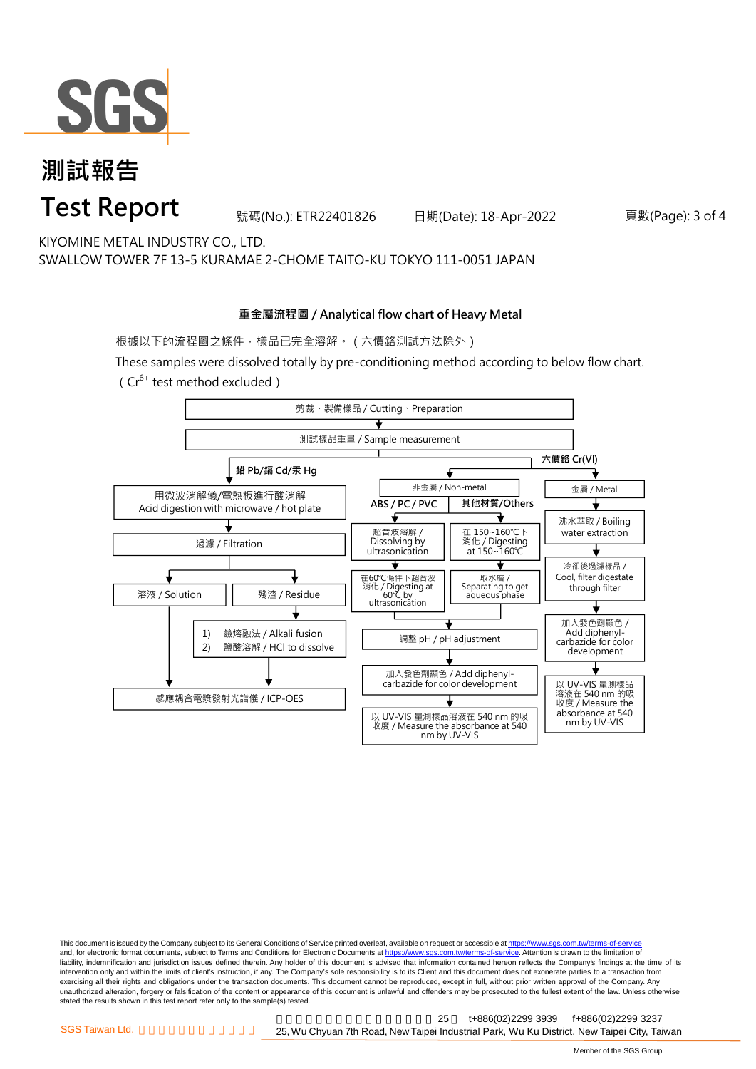# 測試報告

# Test Report

號碼(No.): ETR22401826　　日期(Date): 18-Apr-2022

KIYOMINE METAL INDUSTRY CO., LTD.
SWALLOW TOWER 7F 13-5 KURAMAE 2-CHOME TAITO-KU TOKYO 111-0051 JAPAN

## 重金屬流程圖 / Analytical flow chart of Heavy Metal

根據以下的流程圖之條件，樣品已完全溶解。（六價鉻測試方法除外）

These samples were dissolved totally by pre-conditioning method according to below flow chart.
（$Cr^{6+}$ test method excluded）

剪裁、製備樣品 / Cutting、Preparation

↓

測試樣品重量 / Sample measurement

**鉛 Pb/鎘 Cd/汞 Hg**

1. 用微波消解儀/電熱板進行酸消解 / Acid digestion with microwave / hot plate
2. 過濾 / Filtration
3. 溶液 / Solution → 感應耦合電漿發射光譜儀 / ICP-OES
4. 殘渣 / Residue → 1) 鹼熔融法 / Alkali fusion 2) 鹽酸溶解 / HCl to dissolve → 感應耦合電漿發射光譜儀 / ICP-OES

**六價鉻 Cr(VI)**

非金屬 / Non-metal

- **ABS / PC / PVC**
  1. 超音波溶解 / Dissolving by ultrasonication
  2. 在60℃條件下超音波消化 / Digesting at 60℃ by ultrasonication
- **其他材質/Others**
  1. 在 150~160℃ 下消化 / Digesting at 150~160℃
  2. 取水層 / Separating to get aqueous phase

Both branches then continue:

1. 調整 pH / pH adjustment
2. 加入發色劑顯色 / Add diphenyl-carbazide for color development
3. 以 UV-VIS 量測樣品溶液在 540 nm 的吸收度 / Measure the absorbance at 540 nm by UV-VIS

金屬 / Metal

1. 沸水萃取 / Boiling water extraction
2. 冷卻後過濾樣品 / Cool, filter digestate through filter
3. 加入發色劑顯色 / Add diphenyl-carbazide for color development
4. 以 UV-VIS 量測樣品溶液在 540 nm 的吸收度 / Measure the absorbance at 540 nm by UV-VIS

This document is issued by the Company subject to its General Conditions of Service printed overleaf, available on request or accessible at https://www.sgs.com.tw/terms-of-service and, for electronic format documents, subject to Terms and Conditions for Electronic Documents at https://www.sgs.com.tw/terms-of-service. Attention is drawn to the limitation of liability, indemnification and jurisdiction issues defined therein. Any holder of this document is advised that information contained hereon reflects the Company's findings at the time of its intervention only and within the limits of client's instruction, if any. The Company's sole responsibility is to its Client and this document does not exonerate parties to a transaction from exercising all their rights and obligations under the transaction documents. This document cannot be reproduced, except in full, without prior written approval of the Company. Any unauthorized alteration, forgery or falsification of the content or appearance of this document is unlawful and offenders may be prosecuted to the fullest extent of the law. Unless otherwise stated the results shown in this test report refer only to the sample(s) tested.

SGS Taiwan Ltd. 　25, Wu Chyuan 7th Road, New Taipei Industrial Park, Wu Ku District, New Taipei City, Taiwan　t+886(02)2299 3939　f+886(02)2299 3237

Member of the SGS Group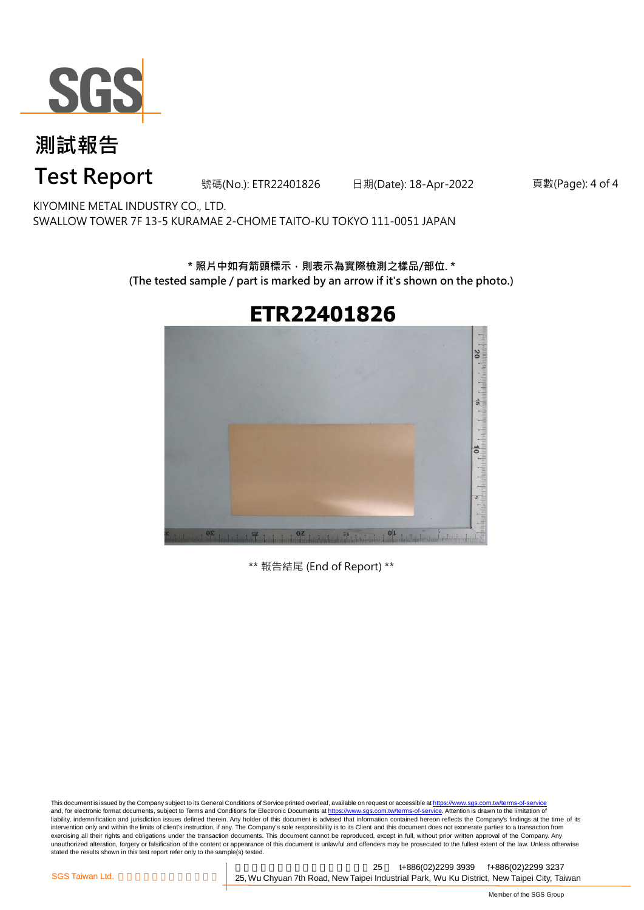# 測試報告

# Test Report

號碼(No.): ETR22401826　日期(Date): 18-Apr-2022

KIYOMINE METAL INDUSTRY CO., LTD.
SWALLOW TOWER 7F 13-5 KURAMAE 2-CHOME TAITO-KU TOKYO 111-0051 JAPAN

**\* 照片中如有箭頭標示，則表示為實際檢測之樣品/部位. \***
**(The tested sample / part is marked by an arrow if it's shown on the photo.)**

**ETR22401826**

** 報告結尾 (End of Report) **

This document is issued by the Company subject to its General Conditions of Service printed overleaf, available on request or accessible at https://www.sgs.com.tw/terms-of-service and, for electronic format documents, subject to Terms and Conditions for Electronic Documents at https://www.sgs.com.tw/terms-of-service. Attention is drawn to the limitation of liability, indemnification and jurisdiction issues defined therein. Any holder of this document is advised that information contained hereon reflects the Company's findings at the time of its intervention only and within the limits of client's instruction, if any. The Company's sole responsibility is to its Client and this document does not exonerate parties to a transaction from exercising all their rights and obligations under the transaction documents. This document cannot be reproduced, except in full, without prior written approval of the Company. Any unauthorized alteration, forgery or falsification of the content or appearance of this document is unlawful and offenders may be prosecuted to the fullest extent of the law. Unless otherwise stated the results shown in this test report refer only to the sample(s) tested.

SGS Taiwan Ltd. | 25 t+886(02)2299 3939 f+886(02)2299 3237
25, Wu Chyuan 7th Road, New Taipei Industrial Park, Wu Ku District, New Taipei City, Taiwan

Member of the SGS Group